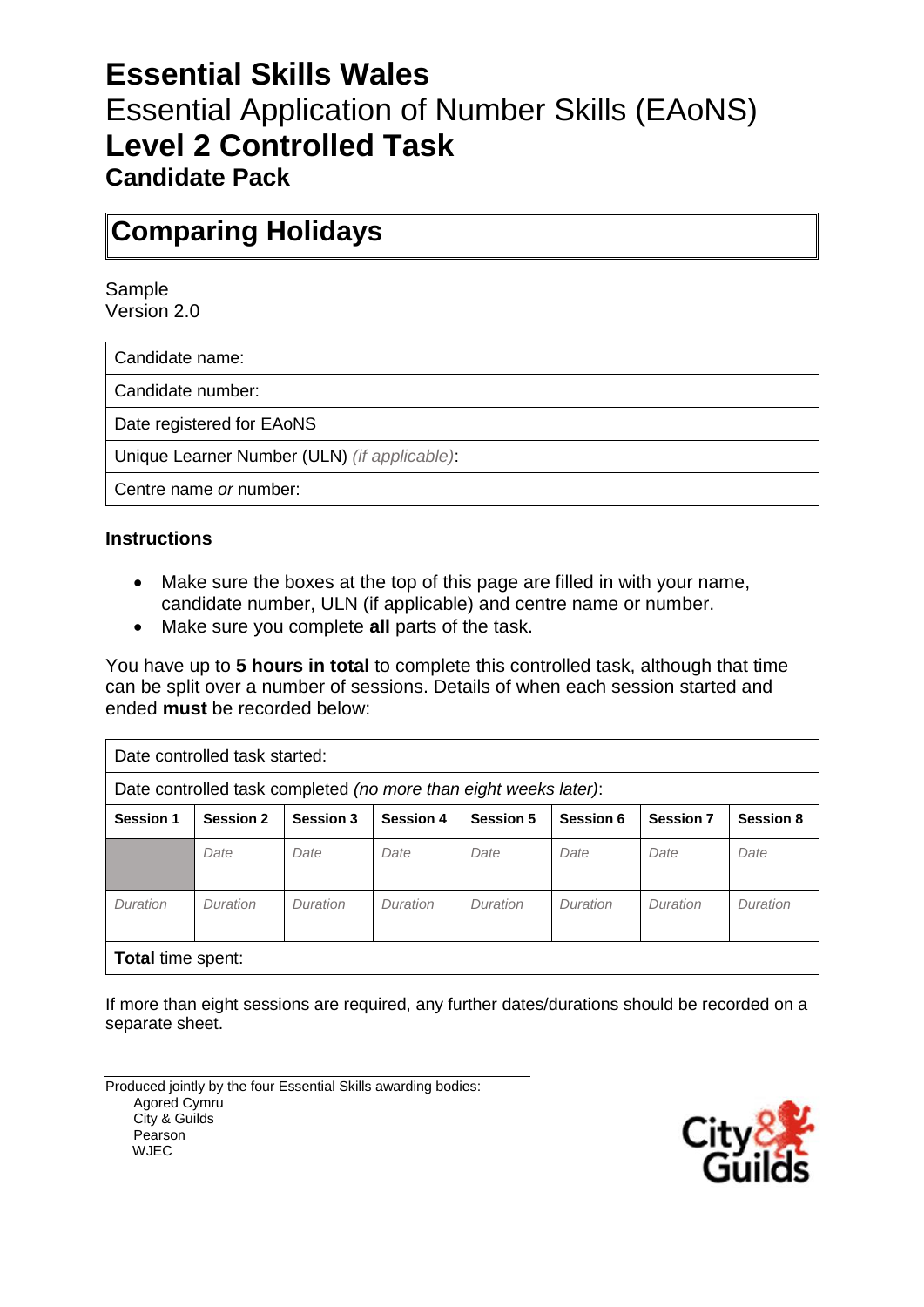# Essential Skills Wales

## Essential Application of Number Skills (EAoNS)

## Level 2 Controlled Task

### Candidate Pack

## Comparing Holidays

Sample
Version 2.0

| Candidate name: |
|---|
| Candidate number: |
| Date registered for EAoNS |
| Unique Learner Number (ULN) *(if applicable)*: |
| Centre name *or* number: |

### Instructions

- Make sure the boxes at the top of this page are filled in with your name, candidate number, ULN (if applicable) and centre name or number.
- Make sure you complete **all** parts of the task.

You have up to **5 hours in total** to complete this controlled task, although that time can be split over a number of sessions. Details of when each session started and ended **must** be recorded below:

| Date controlled task started: | | | | | | | |
|---|---|---|---|---|---|---|---|
| Date controlled task completed *(no more than eight weeks later)*: | | | | | | | |
| **Session 1** | **Session 2** | **Session 3** | **Session 4** | **Session 5** | **Session 6** | **Session 7** | **Session 8** |
| | *Date* | *Date* | *Date* | *Date* | *Date* | *Date* | *Date* |
| *Duration* | *Duration* | *Duration* | *Duration* | *Duration* | *Duration* | *Duration* | *Duration* |
| **Total** time spent: | | | | | | | |

If more than eight sessions are required, any further dates/durations should be recorded on a separate sheet.

Produced jointly by the four Essential Skills awarding bodies:
Agored Cymru
City & Guilds
Pearson
WJEC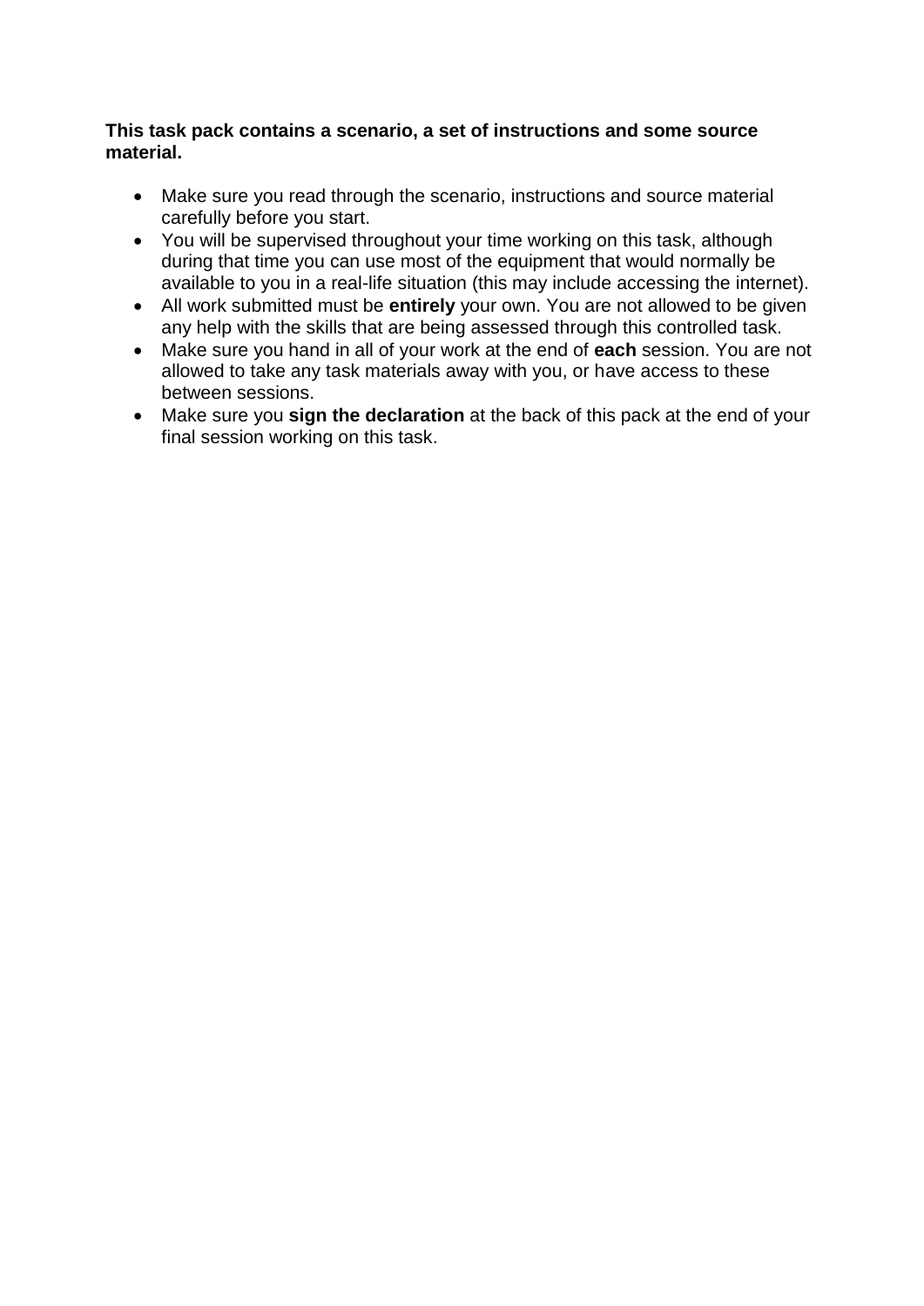**This task pack contains a scenario, a set of instructions and some source material.**

- Make sure you read through the scenario, instructions and source material carefully before you start.
- You will be supervised throughout your time working on this task, although during that time you can use most of the equipment that would normally be available to you in a real-life situation (this may include accessing the internet).
- All work submitted must be **entirely** your own. You are not allowed to be given any help with the skills that are being assessed through this controlled task.
- Make sure you hand in all of your work at the end of **each** session. You are not allowed to take any task materials away with you, or have access to these between sessions.
- Make sure you **sign the declaration** at the back of this pack at the end of your final session working on this task.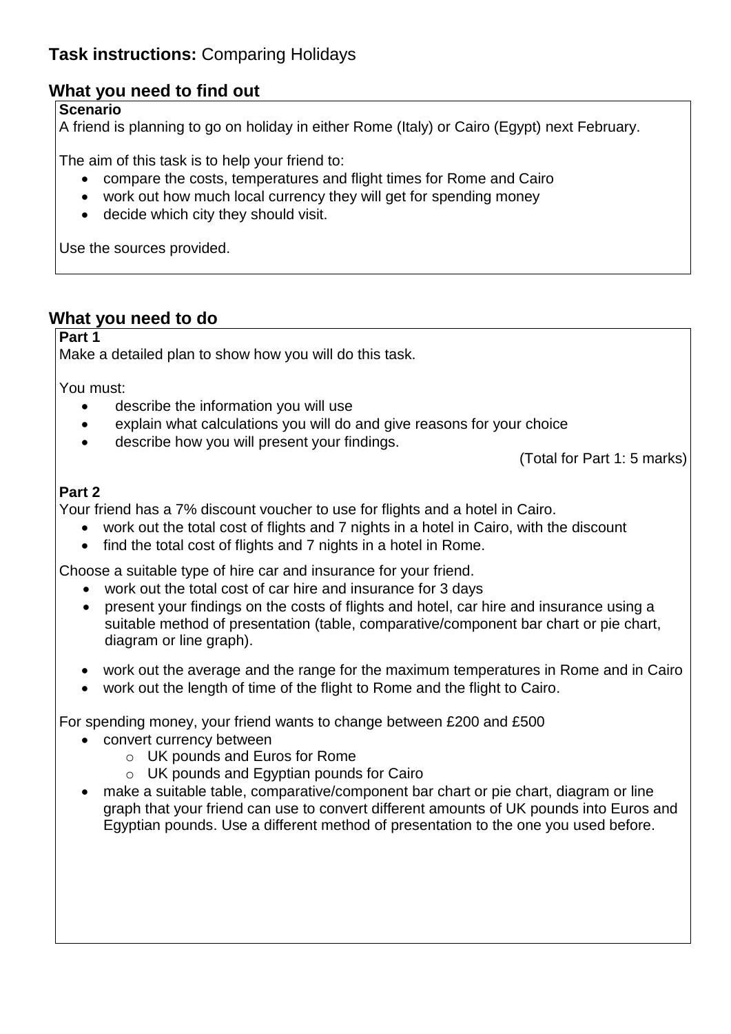## Task instructions: Comparing Holidays

### What you need to find out

**Scenario**

A friend is planning to go on holiday in either Rome (Italy) or Cairo (Egypt) next February.

The aim of this task is to help your friend to:

- compare the costs, temperatures and flight times for Rome and Cairo
- work out how much local currency they will get for spending money
- decide which city they should visit.

Use the sources provided.

### What you need to do

**Part 1**

Make a detailed plan to show how you will do this task.

You must:

- describe the information you will use
- explain what calculations you will do and give reasons for your choice
- describe how you will present your findings.

(Total for Part 1: 5 marks)

**Part 2**

Your friend has a 7% discount voucher to use for flights and a hotel in Cairo.

- work out the total cost of flights and 7 nights in a hotel in Cairo, with the discount
- find the total cost of flights and 7 nights in a hotel in Rome.

Choose a suitable type of hire car and insurance for your friend.

- work out the total cost of car hire and insurance for 3 days
- present your findings on the costs of flights and hotel, car hire and insurance using a suitable method of presentation (table, comparative/component bar chart or pie chart, diagram or line graph).

- work out the average and the range for the maximum temperatures in Rome and in Cairo
- work out the length of time of the flight to Rome and the flight to Cairo.

For spending money, your friend wants to change between £200 and £500

- convert currency between
  - UK pounds and Euros for Rome
  - UK pounds and Egyptian pounds for Cairo
- make a suitable table, comparative/component bar chart or pie chart, diagram or line graph that your friend can use to convert different amounts of UK pounds into Euros and Egyptian pounds. Use a different method of presentation to the one you used before.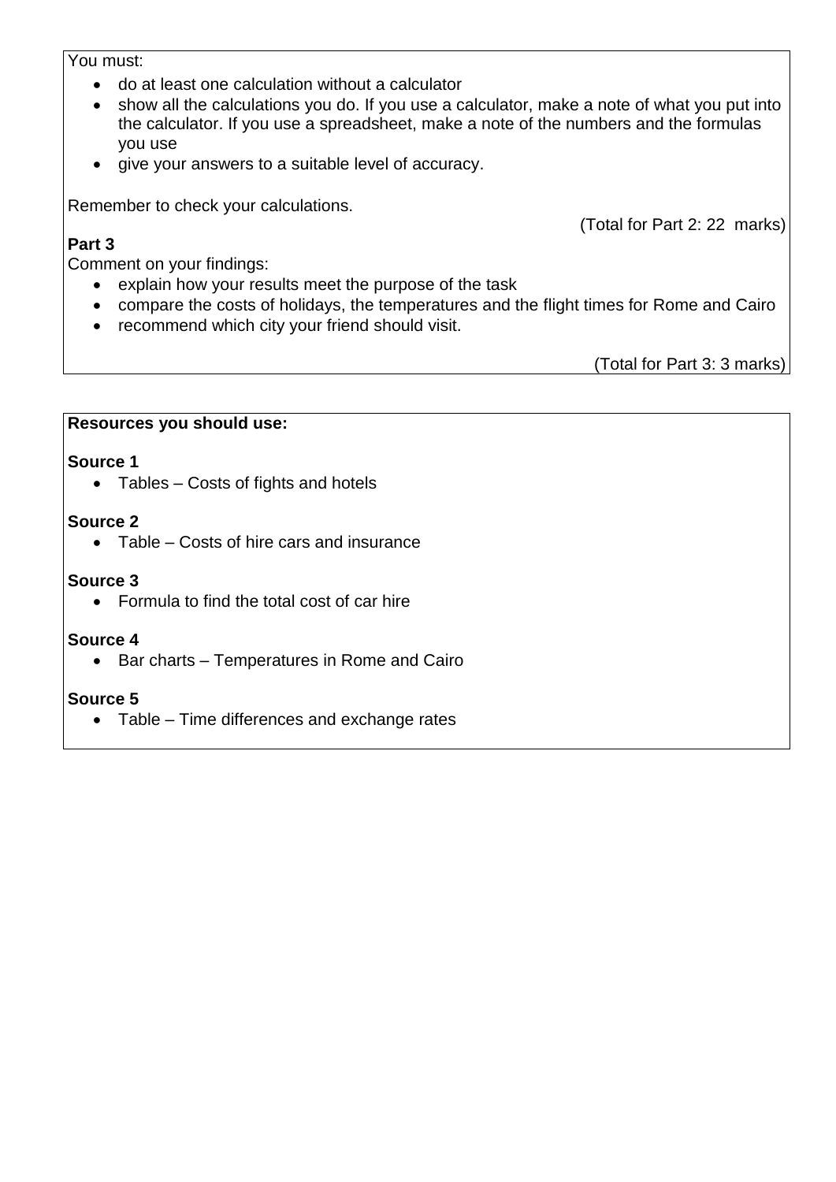You must:

- do at least one calculation without a calculator
- show all the calculations you do. If you use a calculator, make a note of what you put into the calculator. If you use a spreadsheet, make a note of the numbers and the formulas you use
- give your answers to a suitable level of accuracy.

Remember to check your calculations.

(Total for Part 2: 22 marks)

**Part 3**

Comment on your findings:

- explain how your results meet the purpose of the task
- compare the costs of holidays, the temperatures and the flight times for Rome and Cairo
- recommend which city your friend should visit.

(Total for Part 3: 3 marks)

**Resources you should use:**

**Source 1**

- Tables – Costs of fights and hotels

**Source 2**

- Table – Costs of hire cars and insurance

**Source 3**

- Formula to find the total cost of car hire

**Source 4**

- Bar charts – Temperatures in Rome and Cairo

**Source 5**

- Table – Time differences and exchange rates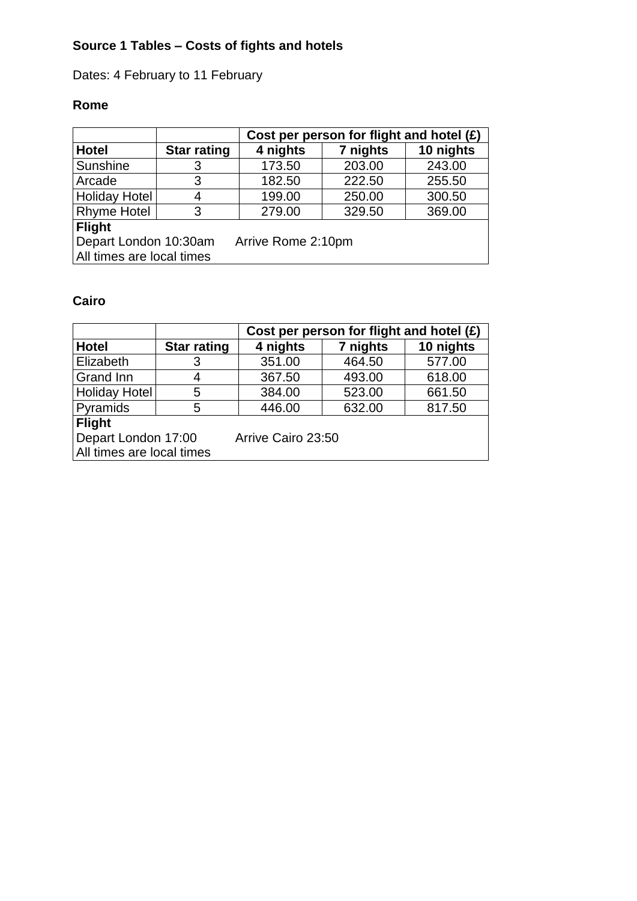**Source 1 Tables – Costs of fights and hotels**

Dates: 4 February to 11 February

**Rome**

| | | Cost per person for flight and hotel (£) | | |
|---|---|---|---|---|
| **Hotel** | **Star rating** | **4 nights** | **7 nights** | **10 nights** |
| Sunshine | 3 | 173.50 | 203.00 | 243.00 |
| Arcade | 3 | 182.50 | 222.50 | 255.50 |
| Holiday Hotel | 4 | 199.00 | 250.00 | 300.50 |
| Rhyme Hotel | 3 | 279.00 | 329.50 | 369.00 |
| **Flight**<br>Depart London 10:30am Arrive Rome 2:10pm<br>All times are local times | | | | |

**Cairo**

| | | Cost per person for flight and hotel (£) | | |
|---|---|---|---|---|
| **Hotel** | **Star rating** | **4 nights** | **7 nights** | **10 nights** |
| Elizabeth | 3 | 351.00 | 464.50 | 577.00 |
| Grand Inn | 4 | 367.50 | 493.00 | 618.00 |
| Holiday Hotel | 5 | 384.00 | 523.00 | 661.50 |
| Pyramids | 5 | 446.00 | 632.00 | 817.50 |
| **Flight**<br>Depart London 17:00 Arrive Cairo 23:50<br>All times are local times | | | | |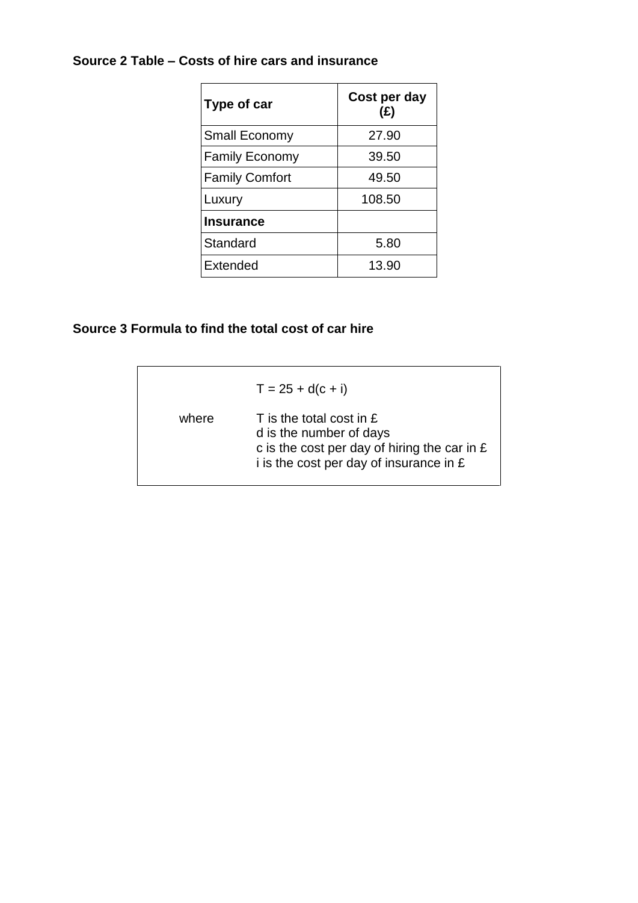**Source 2 Table – Costs of hire cars and insurance**

| **Type of car** | **Cost per day (£)** |
|---|---|
| Small Economy | 27.90 |
| Family Economy | 39.50 |
| Family Comfort | 49.50 |
| Luxury | 108.50 |
| **Insurance** | |
| Standard | 5.80 |
| Extended | 13.90 |

**Source 3 Formula to find the total cost of car hire**

$$T = 25 + d(c + i)$$

where
- $T$ is the total cost in £
- $d$ is the number of days
- $c$ is the cost per day of hiring the car in £
- $i$ is the cost per day of insurance in £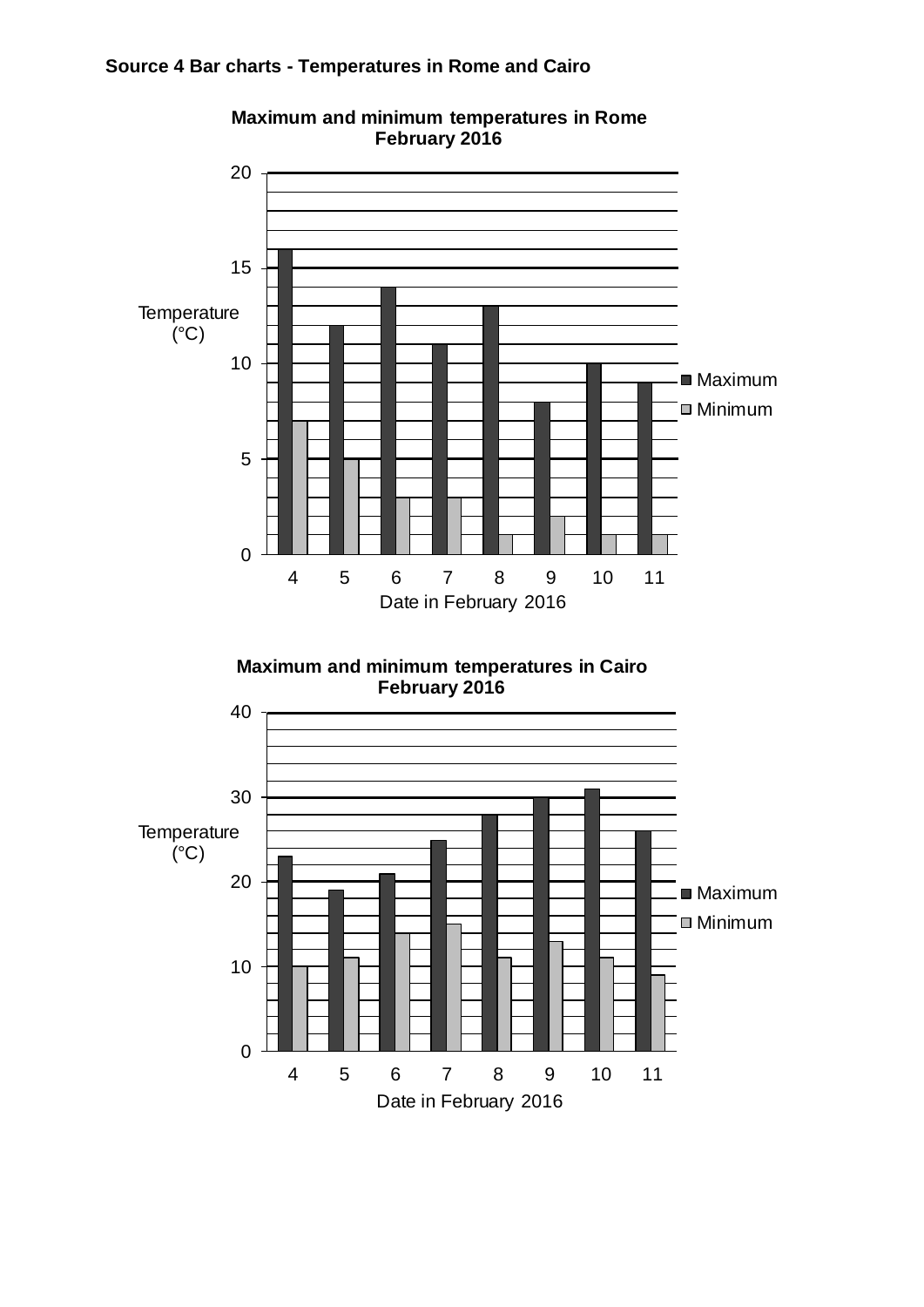**Source 4 Bar charts - Temperatures in Rome and Cairo**

**Maximum and minimum temperatures in Rome February 2016**

| Date in February 2016 | Maximum (°C) | Minimum (°C) |
|---|---|---|
| 4 | 16 | 7 |
| 5 | 12 | 5 |
| 6 | 14 | 3 |
| 7 | 11 | 3 |
| 8 | 13 | 1 |
| 9 | 8 | 2 |
| 10 | 10 | 1 |
| 11 | 9 | 1 |

**Maximum and minimum temperatures in Cairo February 2016**

| Date in February 2016 | Maximum (°C) | Minimum (°C) |
|---|---|---|
| 4 | 23 | 10 |
| 5 | 19 | 11 |
| 6 | 21 | 14 |
| 7 | 25 | 15 |
| 8 | 28 | 11 |
| 9 | 30 | 13 |
| 10 | 31 | 11 |
| 11 | 26 | 9 |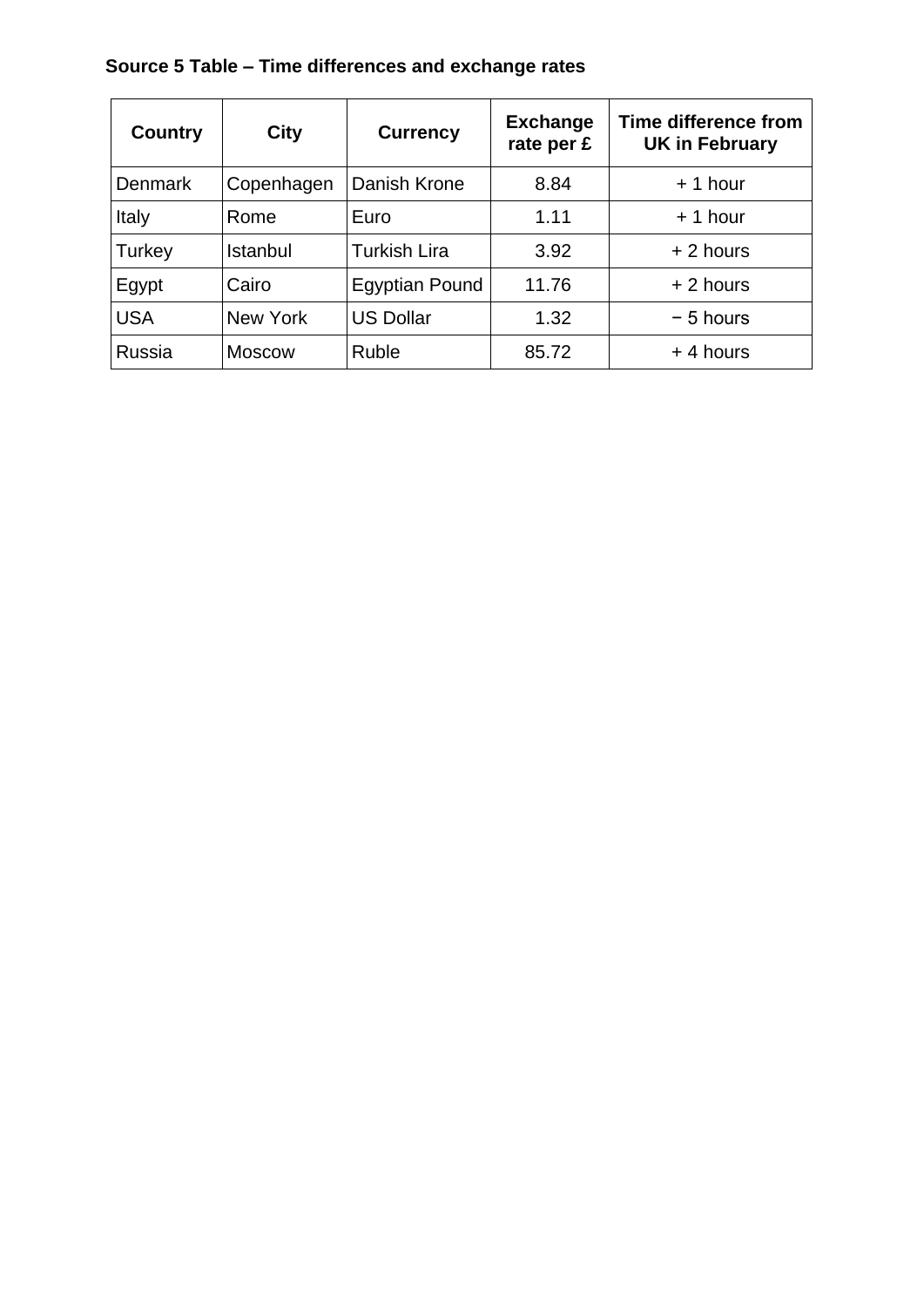**Source 5 Table – Time differences and exchange rates**

| Country | City | Currency | Exchange rate per £ | Time difference from UK in February |
|---|---|---|---|---|
| Denmark | Copenhagen | Danish Krone | 8.84 | + 1 hour |
| Italy | Rome | Euro | 1.11 | + 1 hour |
| Turkey | Istanbul | Turkish Lira | 3.92 | + 2 hours |
| Egypt | Cairo | Egyptian Pound | 11.76 | + 2 hours |
| USA | New York | US Dollar | 1.32 | − 5 hours |
| Russia | Moscow | Ruble | 85.72 | + 4 hours |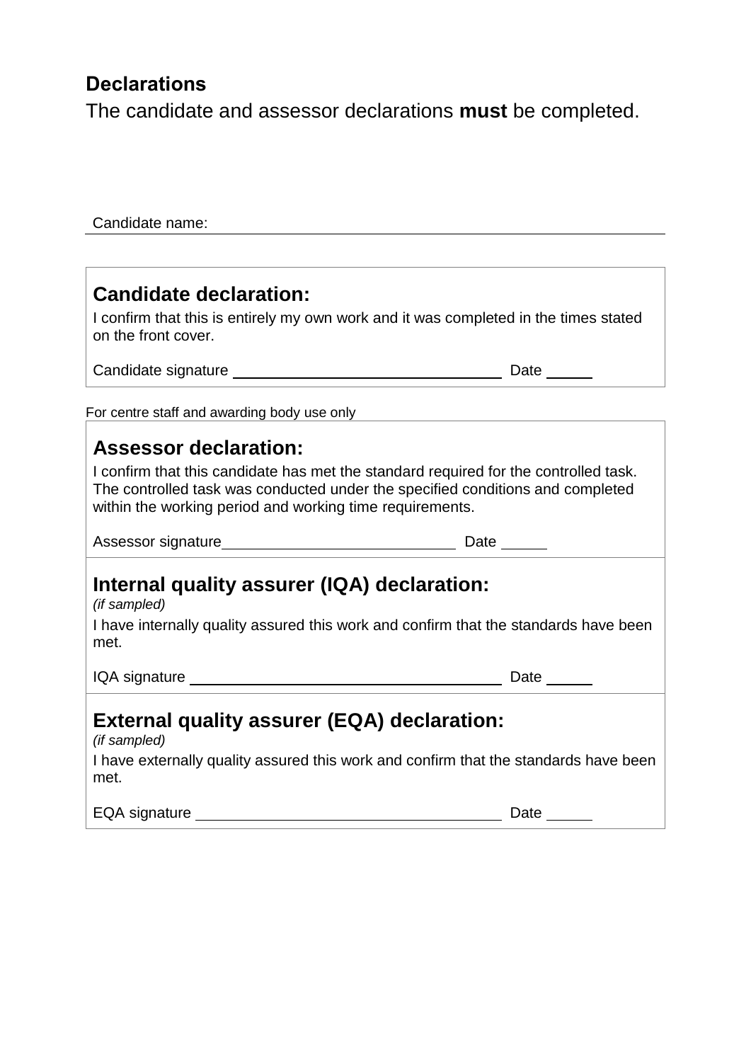## Declarations

The candidate and assessor declarations **must** be completed.

Candidate name: ____________________________________________

### Candidate declaration:

I confirm that this is entirely my own work and it was completed in the times stated on the front cover.

Candidate signature ________________________________ Date ______

For centre staff and awarding body use only

### Assessor declaration:

I confirm that this candidate has met the standard required for the controlled task. The controlled task was conducted under the specified conditions and completed within the working period and working time requirements.

Assessor signature____________________________ Date ______

### Internal quality assurer (IQA) declaration:

*(if sampled)*

I have internally quality assured this work and confirm that the standards have been met.

IQA signature ____________________________________ Date ______

### External quality assurer (EQA) declaration:

*(if sampled)*

I have externally quality assured this work and confirm that the standards have been met.

EQA signature ____________________________________ Date ______